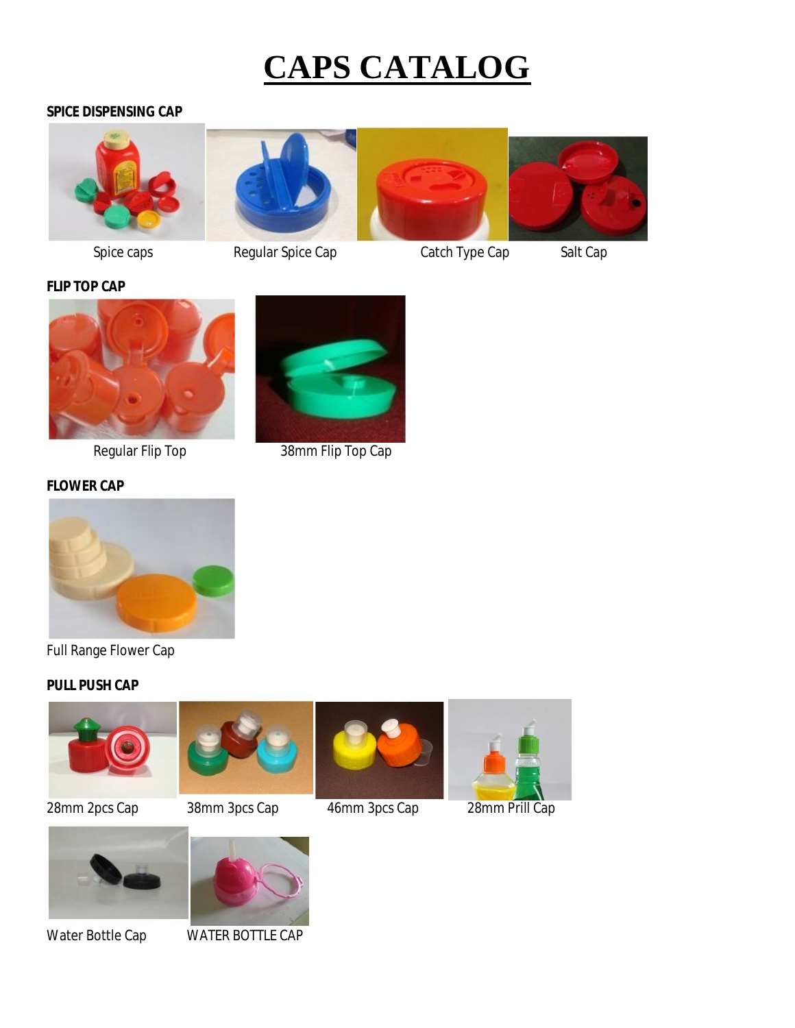# CAPS CATALOG

## SPICE DISPENSING CAP

Spice caps

Regular Spice Cap

Catch Type Cap

Salt Cap

## FLIP TOP CAP

Regular Flip Top

38mm Flip Top Cap

## FLOWER CAP

Full Range Flower Cap

## PULL PUSH CAP

28mm 2pcs Cap

38mm 3pcs Cap

46mm 3pcs Cap

28mm Prill Cap

Water Bottle Cap

WATER BOTTLE CAP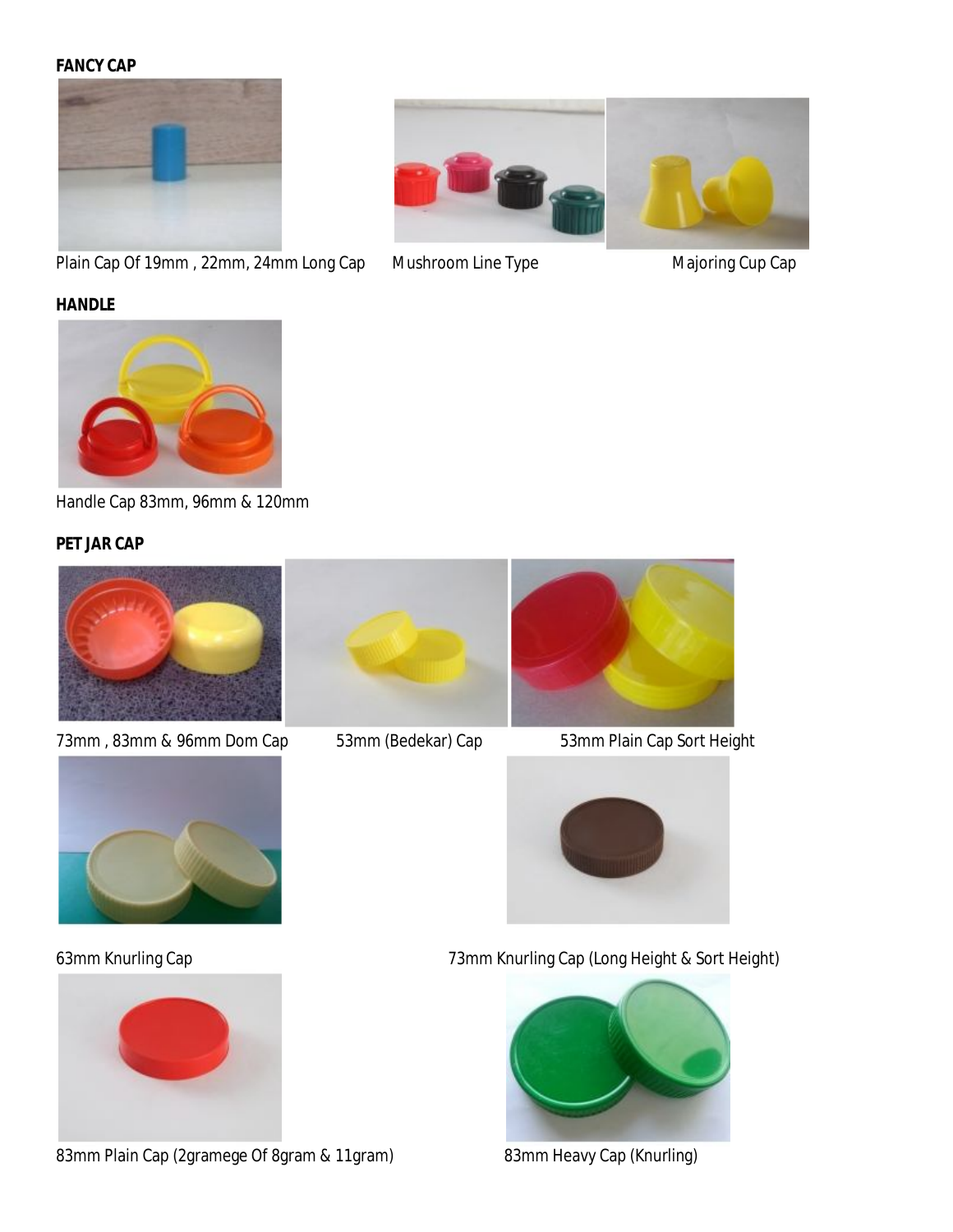**FANCY CAP**

Plain Cap Of 19mm , 22mm, 24mm Long Cap

Mushroom Line Type

Majoring Cup Cap

**HANDLE**

Handle Cap 83mm, 96mm & 120mm

**PET JAR CAP**

73mm , 83mm & 96mm Dom Cap

53mm (Bedekar) Cap

53mm Plain Cap Sort Height

63mm Knurling Cap

73mm Knurling Cap (Long Height & Sort Height)

83mm Plain Cap (2gramege Of 8gram & 11gram)

83mm Heavy Cap (Knurling)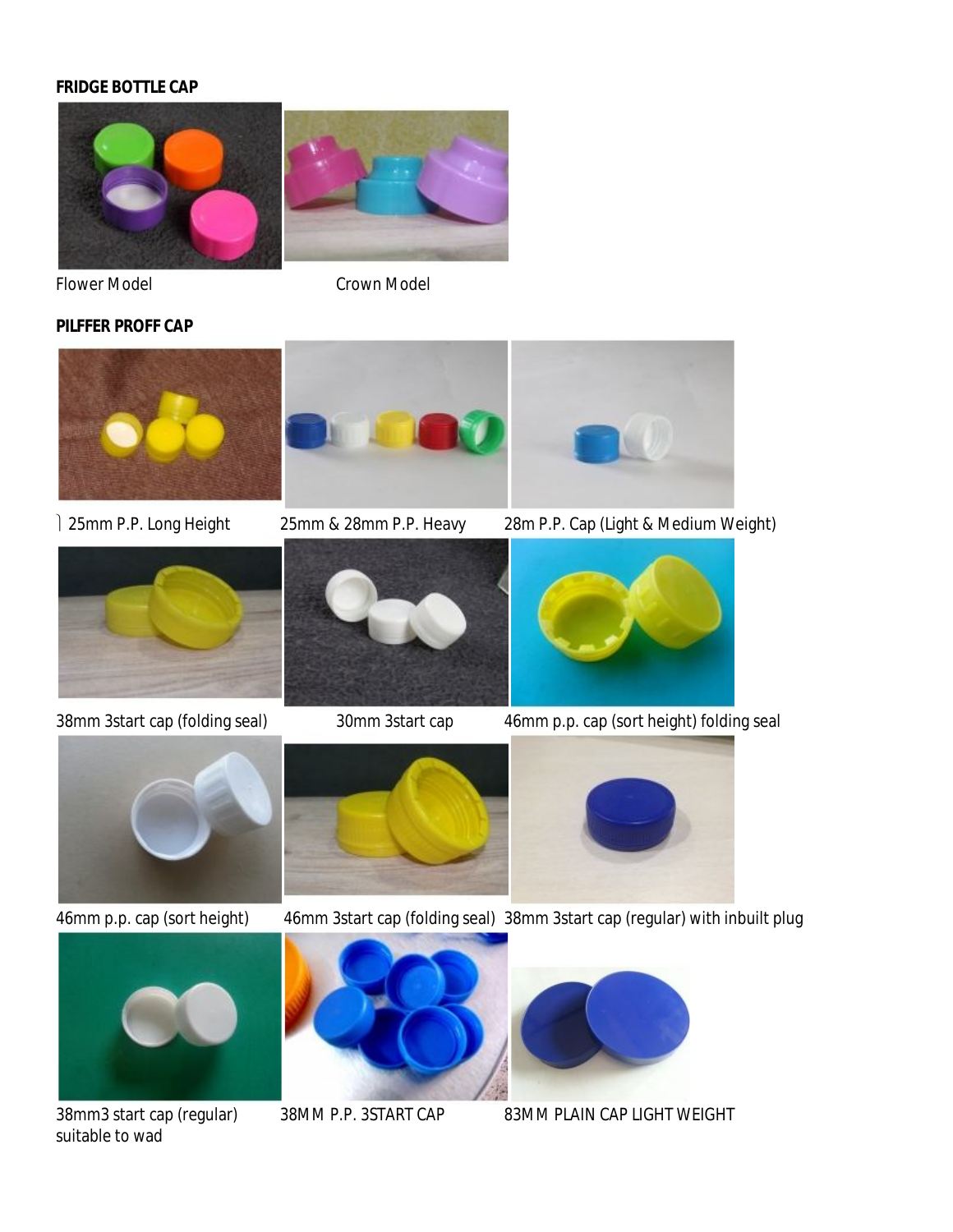**FRIDGE BOTTLE CAP**

Flower Model

Crown Model

**PILFFER PROFF CAP**

25mm P.P. Long Height

25mm & 28mm P.P. Heavy

28m P.P. Cap (Light & Medium Weight)

38mm 3start cap (folding seal)

30mm 3start cap

46mm p.p. cap (sort height) folding seal

46mm p.p. cap (sort height)

46mm 3start cap (folding seal)

38mm 3start cap (regular) with inbuilt plug

38mm3 start cap (regular) suitable to wad

38MM P.P. 3START CAP

83MM PLAIN CAP LIGHT WEIGHT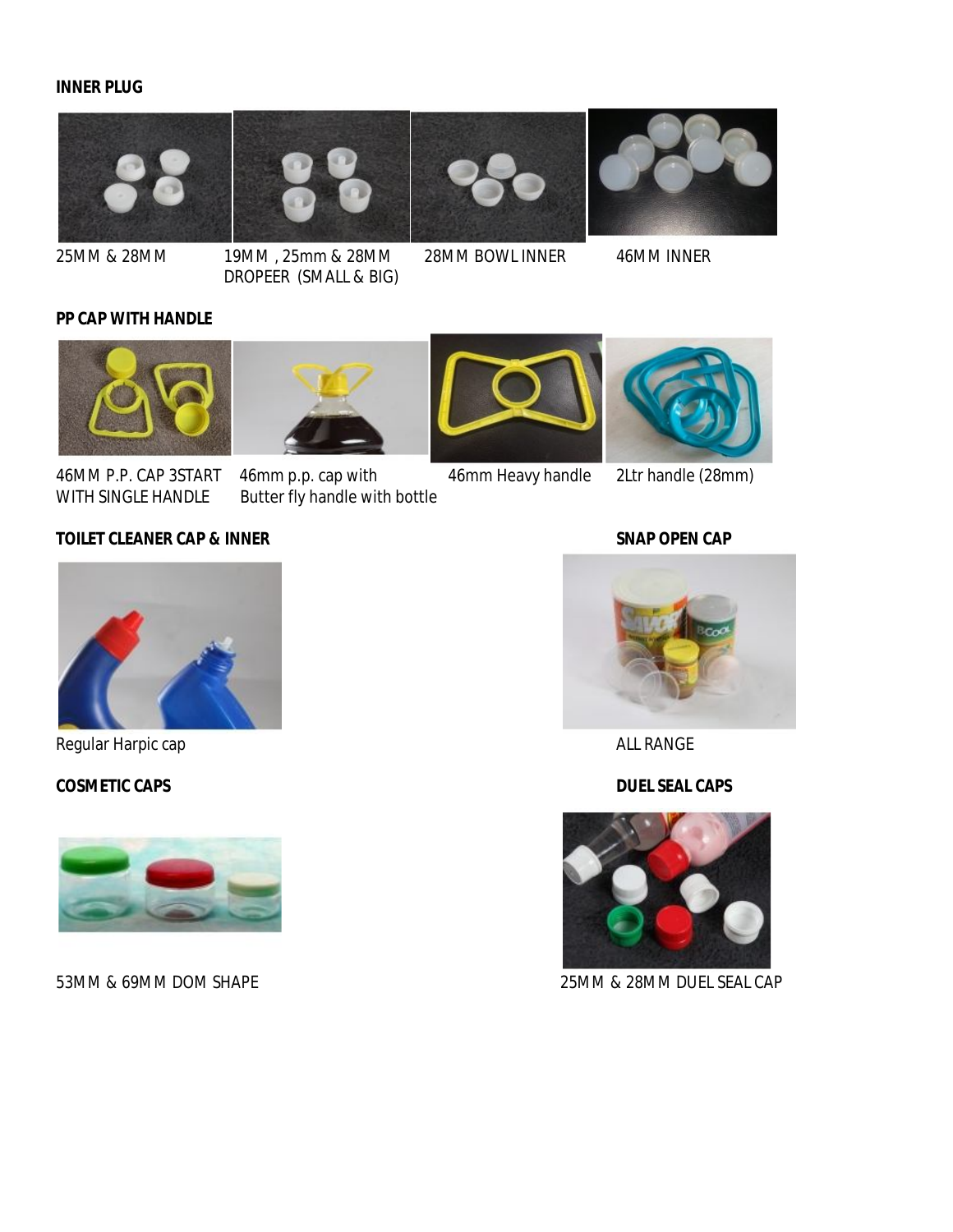**INNER PLUG**

25MM & 28MM

19MM , 25mm & 28MM DROPEER (SMALL & BIG)

28MM BOWL INNER

46MM INNER

**PP CAP WITH HANDLE**

46MM P.P. CAP 3START WITH SINGLE HANDLE

46mm p.p. cap with Butter fly handle with bottle

46mm Heavy handle

2Ltr handle (28mm)

**TOILET CLEANER CAP & INNER**

Regular Harpic cap

**SNAP OPEN CAP**

ALL RANGE

**COSMETIC CAPS**

53MM & 69MM DOM SHAPE

**DUEL SEAL CAPS**

25MM & 28MM DUEL SEAL CAP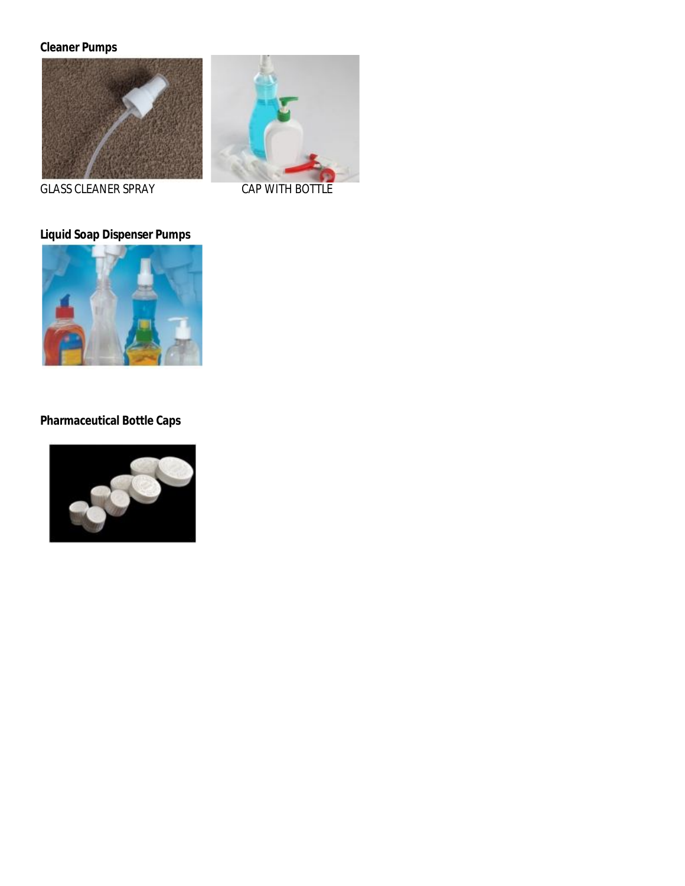**Cleaner Pumps**

GLASS CLEANER SPRAY

CAP WITH BOTTLE

**Liquid Soap Dispenser Pumps**

**Pharmaceutical Bottle Caps**